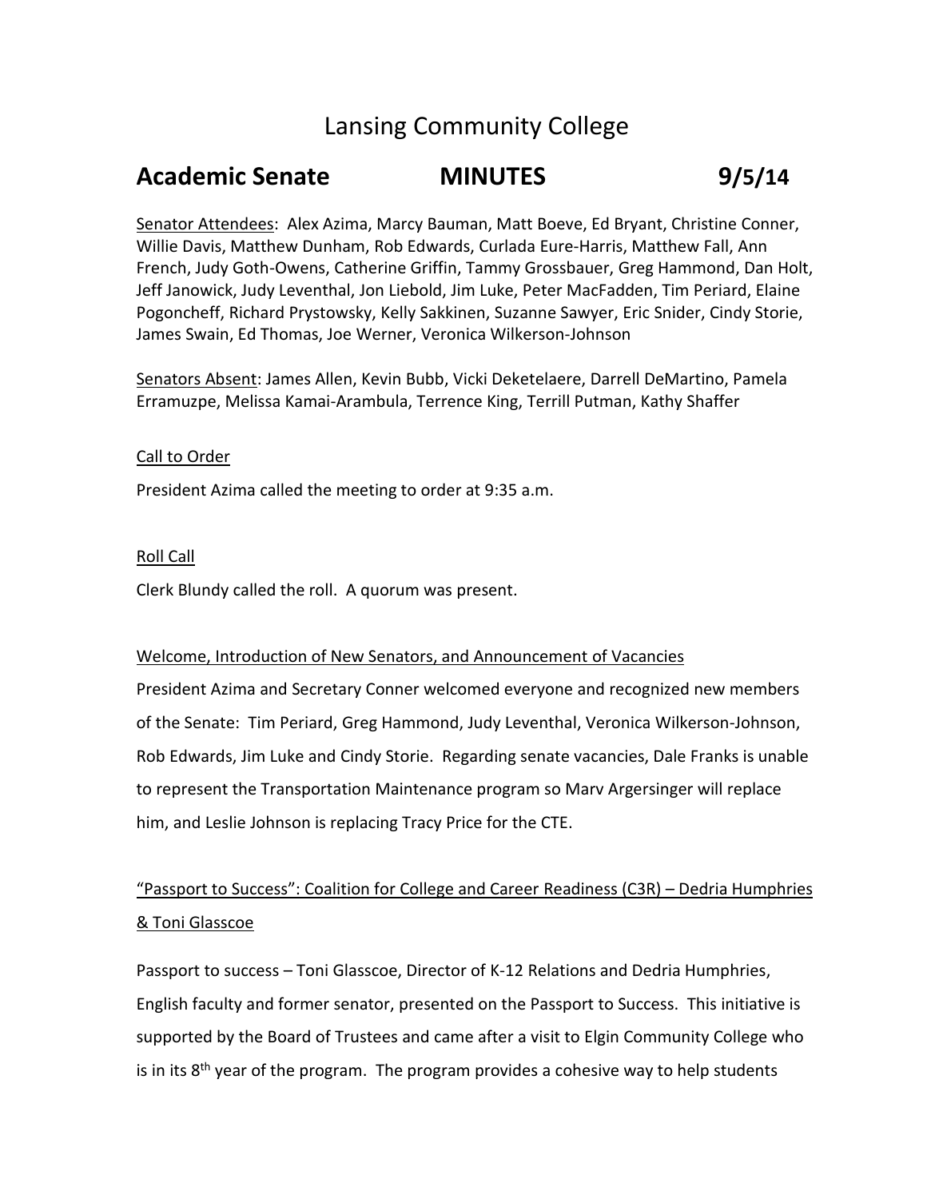# Lansing Community College

## Academic Senate MINUTES 9/5/14

Senator Attendees: Alex Azima, Marcy Bauman, Matt Boeve, Ed Bryant, Christine Conner, Willie Davis, Matthew Dunham, Rob Edwards, Curlada Eure-Harris, Matthew Fall, Ann French, Judy Goth-Owens, Catherine Griffin, Tammy Grossbauer, Greg Hammond, Dan Holt, Jeff Janowick, Judy Leventhal, Jon Liebold, Jim Luke, Peter MacFadden, Tim Periard, Elaine Pogoncheff, Richard Prystowsky, Kelly Sakkinen, Suzanne Sawyer, Eric Snider, Cindy Storie, James Swain, Ed Thomas, Joe Werner, Veronica Wilkerson-Johnson

Senators Absent: James Allen, Kevin Bubb, Vicki Deketelaere, Darrell DeMartino, Pamela Erramuzpe, Melissa Kamai-Arambula, Terrence King, Terrill Putman, Kathy Shaffer

Call to Order

President Azima called the meeting to order at 9:35 a.m.

Roll Call

Clerk Blundy called the roll. A quorum was present.

Welcome, Introduction of New Senators, and Announcement of Vacancies

President Azima and Secretary Conner welcomed everyone and recognized new members of the Senate: Tim Periard, Greg Hammond, Judy Leventhal, Veronica Wilkerson-Johnson, Rob Edwards, Jim Luke and Cindy Storie. Regarding senate vacancies, Dale Franks is unable to represent the Transportation Maintenance program so Marv Argersinger will replace him, and Leslie Johnson is replacing Tracy Price for the CTE.

"Passport to Success": Coalition for College and Career Readiness (C3R) – Dedria Humphries & Toni Glasscoe

Passport to success – Toni Glasscoe, Director of K-12 Relations and Dedria Humphries, English faculty and former senator, presented on the Passport to Success. This initiative is supported by the Board of Trustees and came after a visit to Elgin Community College who is in its 8th year of the program. The program provides a cohesive way to help students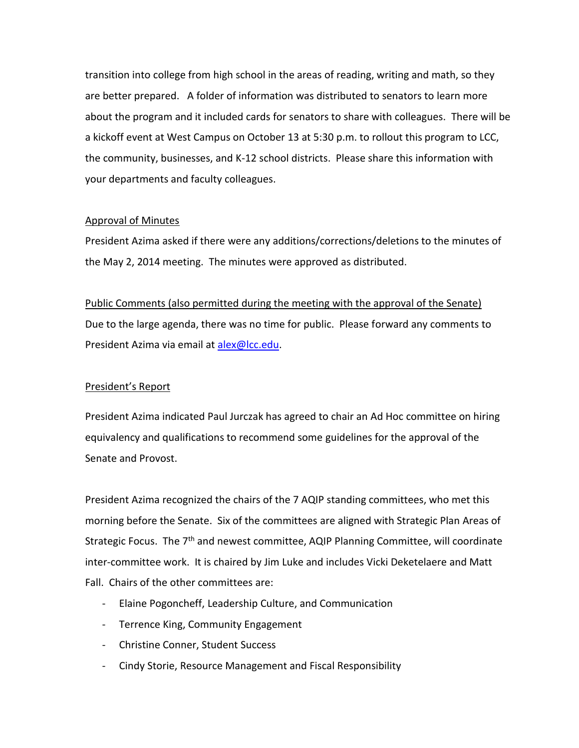transition into college from high school in the areas of reading, writing and math, so they are better prepared. A folder of information was distributed to senators to learn more about the program and it included cards for senators to share with colleagues. There will be a kickoff event at West Campus on October 13 at 5:30 p.m. to rollout this program to LCC, the community, businesses, and K-12 school districts. Please share this information with your departments and faculty colleagues.

Approval of Minutes

President Azima asked if there were any additions/corrections/deletions to the minutes of the May 2, 2014 meeting. The minutes were approved as distributed.

Public Comments (also permitted during the meeting with the approval of the Senate)

Due to the large agenda, there was no time for public. Please forward any comments to President Azima via email at alex@lcc.edu.

President's Report

President Azima indicated Paul Jurczak has agreed to chair an Ad Hoc committee on hiring equivalency and qualifications to recommend some guidelines for the approval of the Senate and Provost.

President Azima recognized the chairs of the 7 AQIP standing committees, who met this morning before the Senate. Six of the committees are aligned with Strategic Plan Areas of Strategic Focus. The 7th and newest committee, AQIP Planning Committee, will coordinate inter-committee work. It is chaired by Jim Luke and includes Vicki Deketelaere and Matt Fall. Chairs of the other committees are:

- Elaine Pogoncheff, Leadership Culture, and Communication
- Terrence King, Community Engagement
- Christine Conner, Student Success
- Cindy Storie, Resource Management and Fiscal Responsibility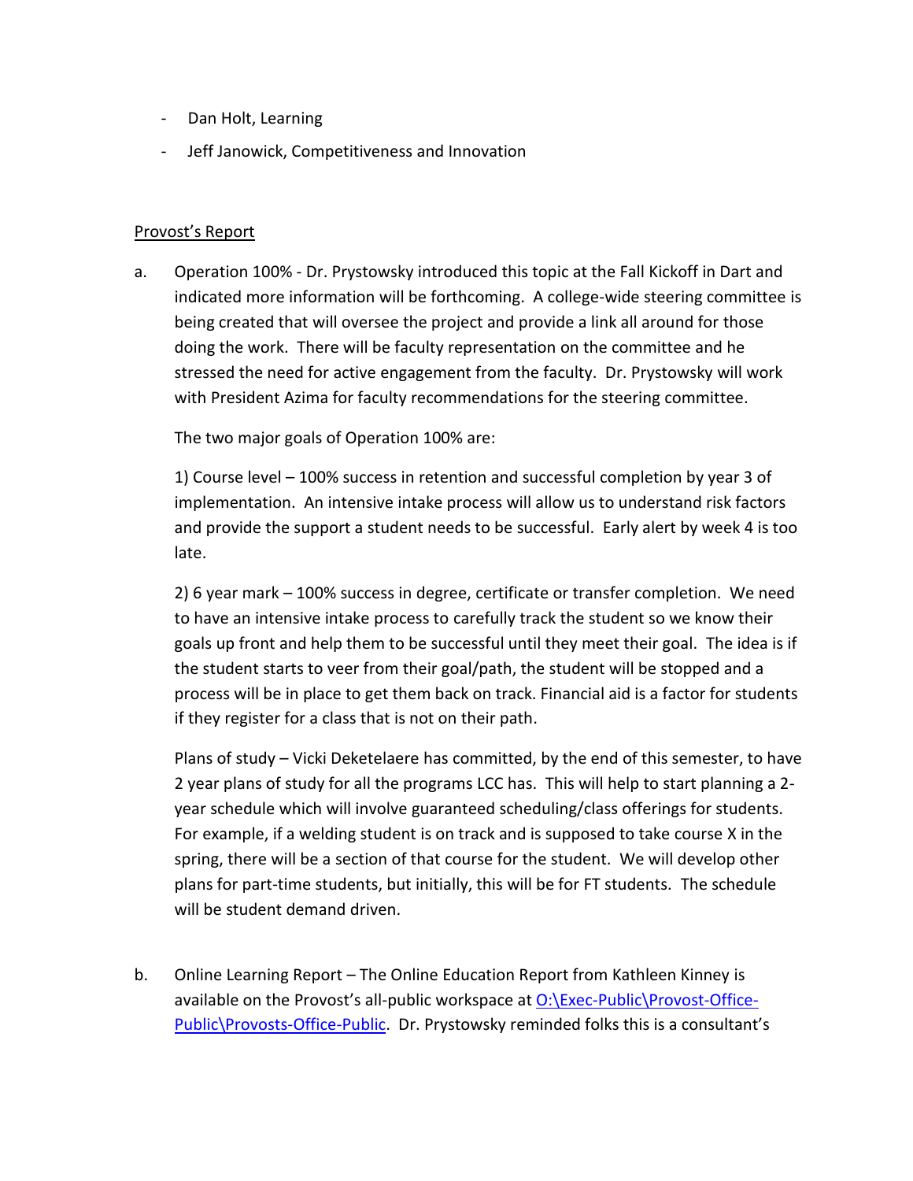- Dan Holt, Learning
- Jeff Janowick, Competitiveness and Innovation

Provost's Report

a. Operation 100% - Dr. Prystowsky introduced this topic at the Fall Kickoff in Dart and indicated more information will be forthcoming. A college-wide steering committee is being created that will oversee the project and provide a link all around for those doing the work. There will be faculty representation on the committee and he stressed the need for active engagement from the faculty. Dr. Prystowsky will work with President Azima for faculty recommendations for the steering committee.

   The two major goals of Operation 100% are:

   1) Course level – 100% success in retention and successful completion by year 3 of implementation. An intensive intake process will allow us to understand risk factors and provide the support a student needs to be successful. Early alert by week 4 is too late.

   2) 6 year mark – 100% success in degree, certificate or transfer completion. We need to have an intensive intake process to carefully track the student so we know their goals up front and help them to be successful until they meet their goal. The idea is if the student starts to veer from their goal/path, the student will be stopped and a process will be in place to get them back on track. Financial aid is a factor for students if they register for a class that is not on their path.

   Plans of study – Vicki Deketelaere has committed, by the end of this semester, to have 2 year plans of study for all the programs LCC has. This will help to start planning a 2-year schedule which will involve guaranteed scheduling/class offerings for students. For example, if a welding student is on track and is supposed to take course X in the spring, there will be a section of that course for the student. We will develop other plans for part-time students, but initially, this will be for FT students. The schedule will be student demand driven.

b. Online Learning Report – The Online Education Report from Kathleen Kinney is available on the Provost's all-public workspace at [O:\Exec-Public\Provost-Office-Public\Provosts-Office-Public](O:\Exec-Public\Provost-Office-Public\Provosts-Office-Public). Dr. Prystowsky reminded folks this is a consultant's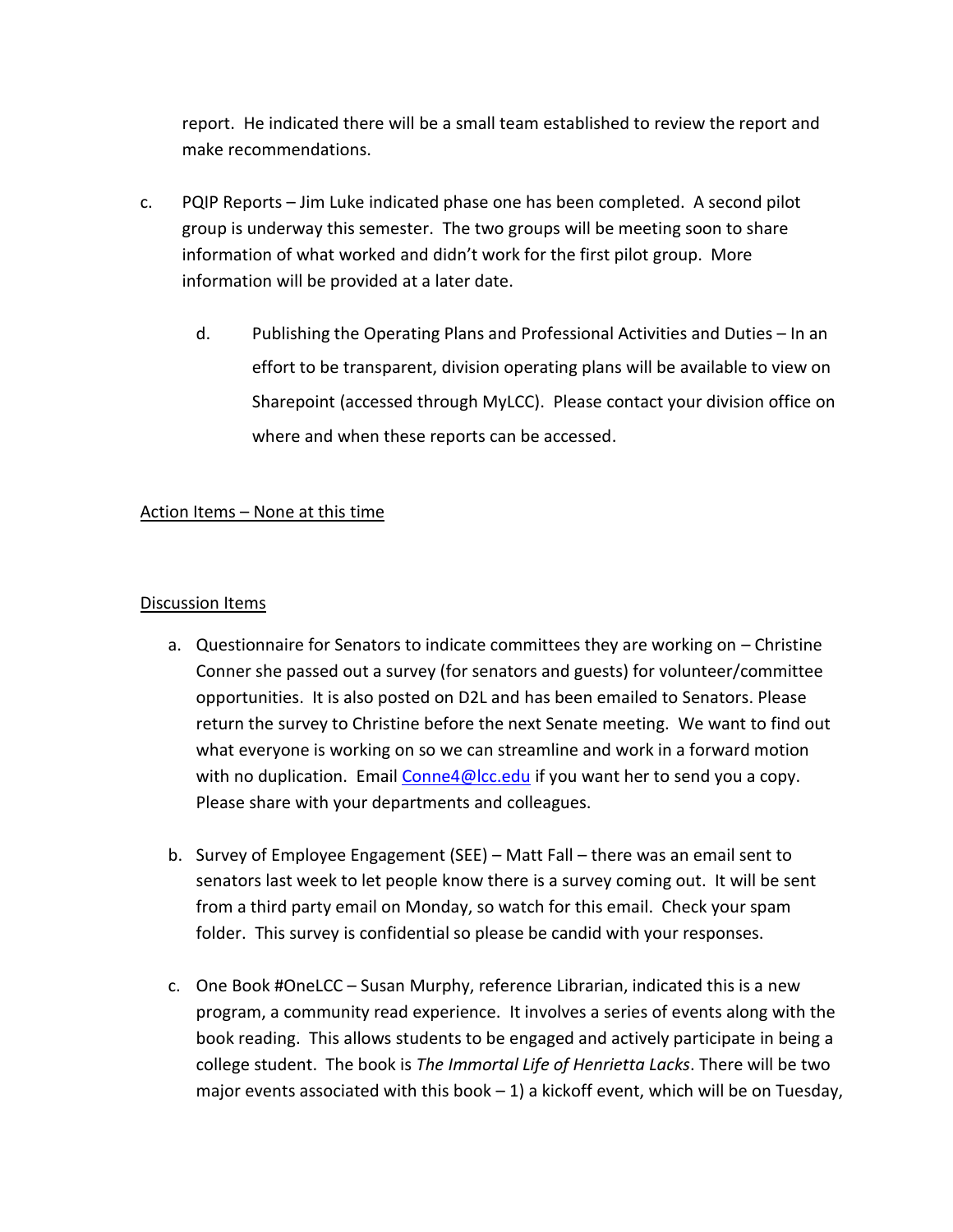report. He indicated there will be a small team established to review the report and make recommendations.

c. PQIP Reports – Jim Luke indicated phase one has been completed. A second pilot group is underway this semester. The two groups will be meeting soon to share information of what worked and didn't work for the first pilot group. More information will be provided at a later date.

d. Publishing the Operating Plans and Professional Activities and Duties – In an effort to be transparent, division operating plans will be available to view on Sharepoint (accessed through MyLCC). Please contact your division office on where and when these reports can be accessed.

<u>Action Items – None at this time</u>

<u>Discussion Items</u>

a. Questionnaire for Senators to indicate committees they are working on – Christine Conner she passed out a survey (for senators and guests) for volunteer/committee opportunities. It is also posted on D2L and has been emailed to Senators. Please return the survey to Christine before the next Senate meeting. We want to find out what everyone is working on so we can streamline and work in a forward motion with no duplication. Email [Conne4@lcc.edu](mailto:Conne4@lcc.edu) if you want her to send you a copy. Please share with your departments and colleagues.

b. Survey of Employee Engagement (SEE) – Matt Fall – there was an email sent to senators last week to let people know there is a survey coming out. It will be sent from a third party email on Monday, so watch for this email. Check your spam folder. This survey is confidential so please be candid with your responses.

c. One Book #OneLCC – Susan Murphy, reference Librarian, indicated this is a new program, a community read experience. It involves a series of events along with the book reading. This allows students to be engaged and actively participate in being a college student. The book is *The Immortal Life of Henrietta Lacks*. There will be two major events associated with this book – 1) a kickoff event, which will be on Tuesday,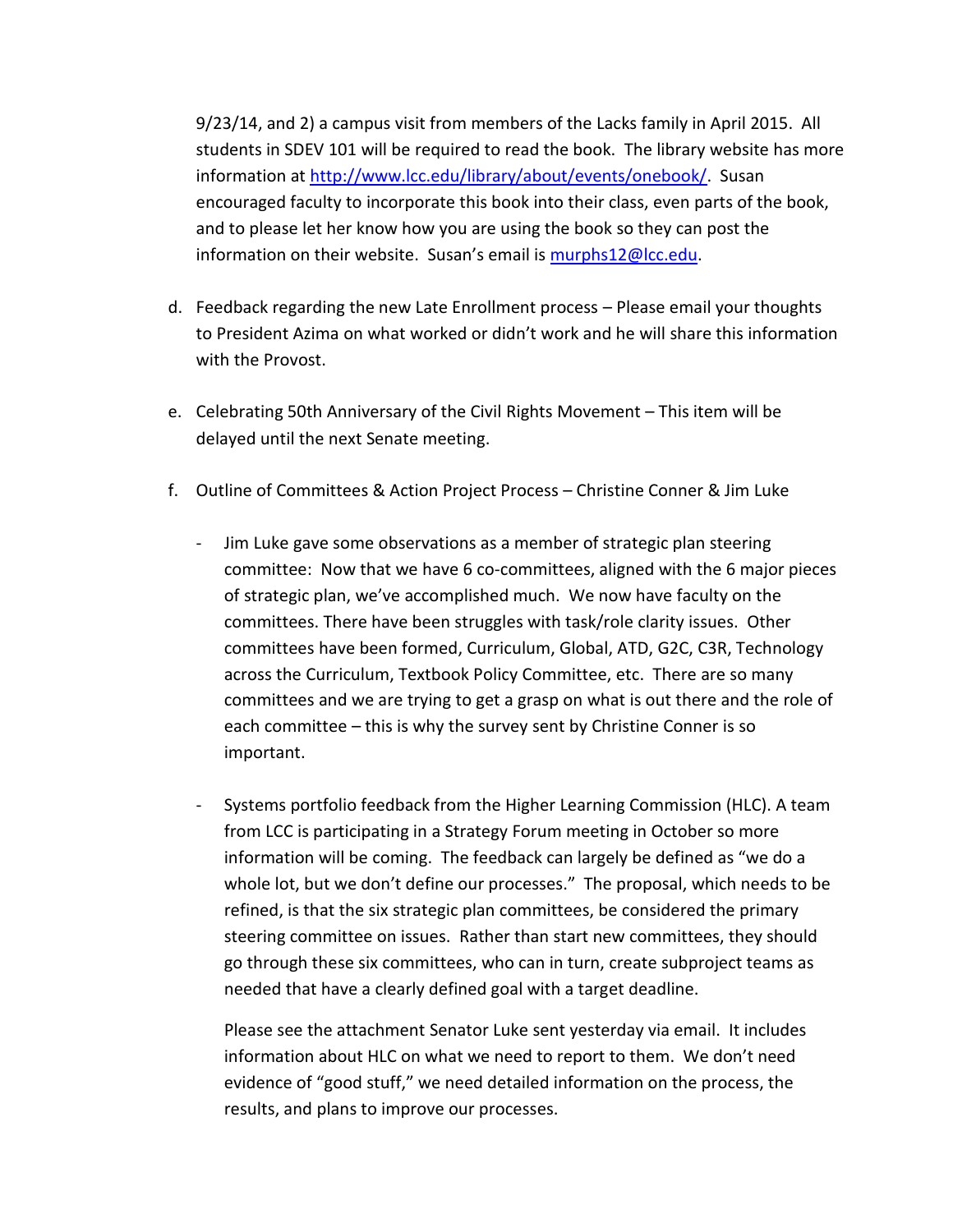9/23/14, and 2) a campus visit from members of the Lacks family in April 2015. All students in SDEV 101 will be required to read the book. The library website has more information at http://www.lcc.edu/library/about/events/onebook/. Susan encouraged faculty to incorporate this book into their class, even parts of the book, and to please let her know how you are using the book so they can post the information on their website. Susan's email is murphs12@lcc.edu.

d. Feedback regarding the new Late Enrollment process – Please email your thoughts to President Azima on what worked or didn't work and he will share this information with the Provost.

e. Celebrating 50th Anniversary of the Civil Rights Movement – This item will be delayed until the next Senate meeting.

f. Outline of Committees & Action Project Process – Christine Conner & Jim Luke

   - Jim Luke gave some observations as a member of strategic plan steering committee: Now that we have 6 co-committees, aligned with the 6 major pieces of strategic plan, we've accomplished much. We now have faculty on the committees. There have been struggles with task/role clarity issues. Other committees have been formed, Curriculum, Global, ATD, G2C, C3R, Technology across the Curriculum, Textbook Policy Committee, etc. There are so many committees and we are trying to get a grasp on what is out there and the role of each committee – this is why the survey sent by Christine Conner is so important.

   - Systems portfolio feedback from the Higher Learning Commission (HLC). A team from LCC is participating in a Strategy Forum meeting in October so more information will be coming. The feedback can largely be defined as "we do a whole lot, but we don't define our processes." The proposal, which needs to be refined, is that the six strategic plan committees, be considered the primary steering committee on issues. Rather than start new committees, they should go through these six committees, who can in turn, create subproject teams as needed that have a clearly defined goal with a target deadline.

     Please see the attachment Senator Luke sent yesterday via email. It includes information about HLC on what we need to report to them. We don't need evidence of "good stuff," we need detailed information on the process, the results, and plans to improve our processes.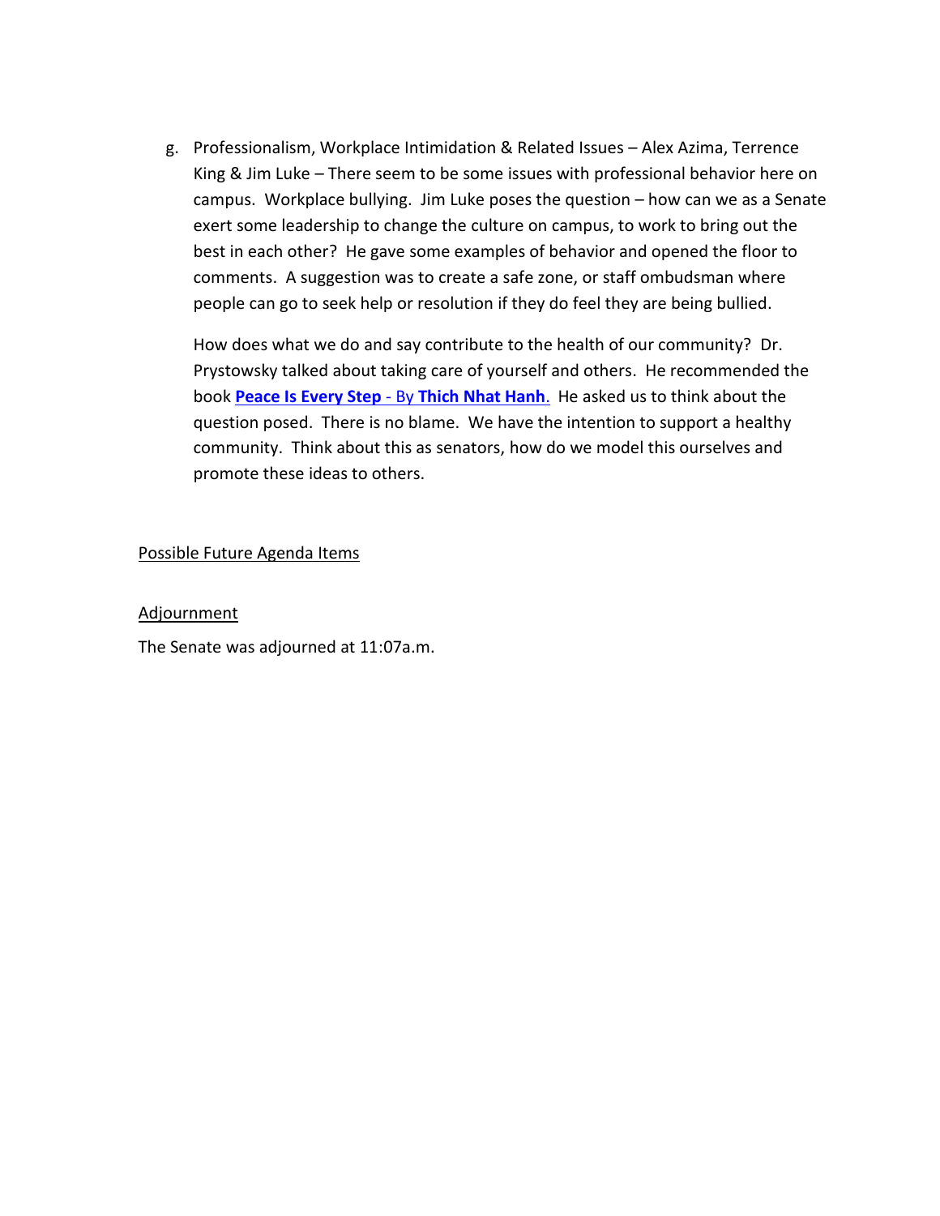g. Professionalism, Workplace Intimidation & Related Issues – Alex Azima, Terrence King & Jim Luke – There seem to be some issues with professional behavior here on campus. Workplace bullying. Jim Luke poses the question – how can we as a Senate exert some leadership to change the culture on campus, to work to bring out the best in each other? He gave some examples of behavior and opened the floor to comments. A suggestion was to create a safe zone, or staff ombudsman where people can go to seek help or resolution if they do feel they are being bullied.

   How does what we do and say contribute to the health of our community? Dr. Prystowsky talked about taking care of yourself and others. He recommended the book **Peace Is Every Step** - By **Thich Nhat Hanh**. He asked us to think about the question posed. There is no blame. We have the intention to support a healthy community. Think about this as senators, how do we model this ourselves and promote these ideas to others.

Possible Future Agenda Items

Adjournment

The Senate was adjourned at 11:07a.m.